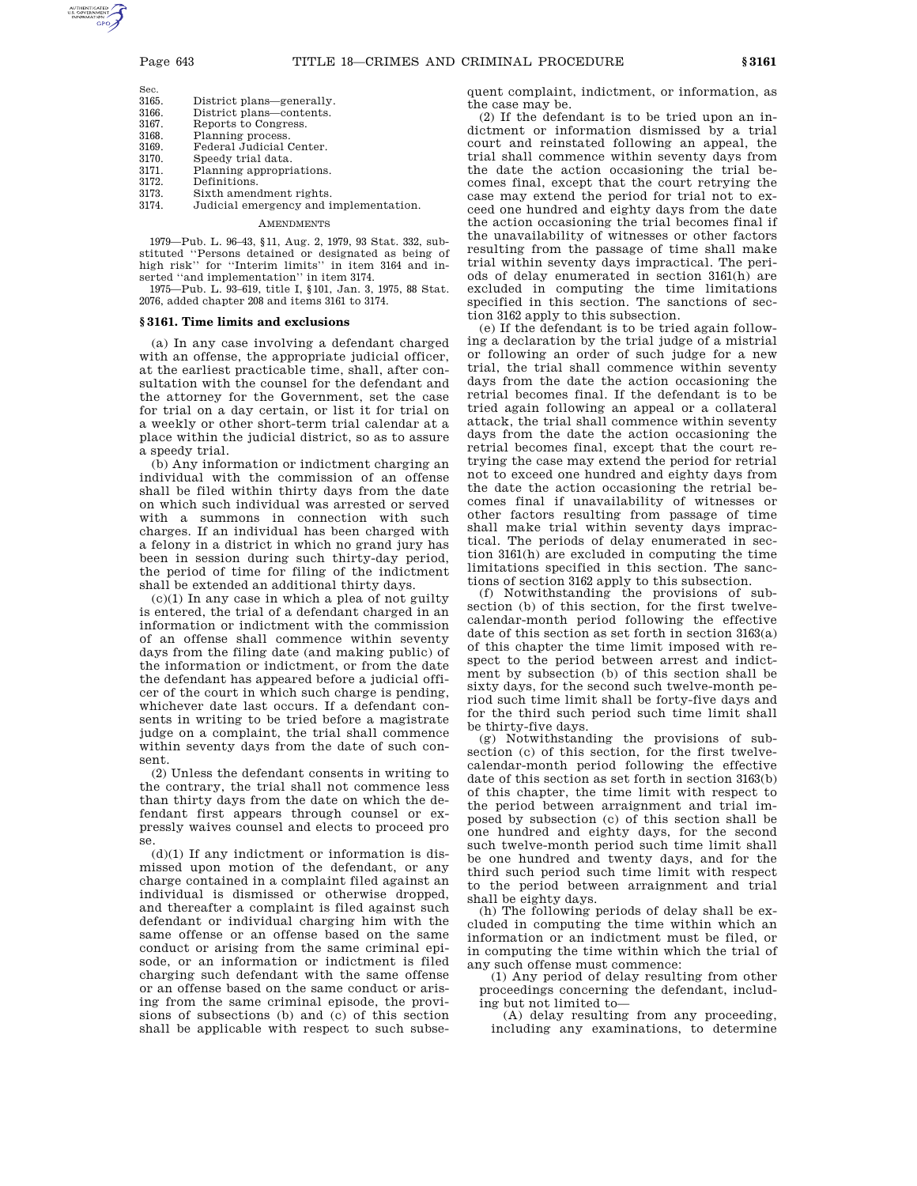Sec.

3165. District plans—generally.
3166. District plans—contents.
3167. Reports to Congress.
3168. Planning process.
3169. Federal Judicial Center.
3170. Speedy trial data.
3171. Planning appropriations.
3172. Definitions.
3173. Sixth amendment rights.
3174. Judicial emergency and implementation.

AMENDMENTS

1979—Pub. L. 96–43, §11, Aug. 2, 1979, 93 Stat. 332, substituted ''Persons detained or designated as being of high risk'' for ''Interim limits'' in item 3164 and inserted ''and implementation'' in item 3174.

1975—Pub. L. 93–619, title I, §101, Jan. 3, 1975, 88 Stat. 2076, added chapter 208 and items 3161 to 3174.

## §3161. Time limits and exclusions

(a) In any case involving a defendant charged with an offense, the appropriate judicial officer, at the earliest practicable time, shall, after consultation with the counsel for the defendant and the attorney for the Government, set the case for trial on a day certain, or list it for trial on a weekly or other short-term trial calendar at a place within the judicial district, so as to assure a speedy trial.

(b) Any information or indictment charging an individual with the commission of an offense shall be filed within thirty days from the date on which such individual was arrested or served with a summons in connection with such charges. If an individual has been charged with a felony in a district in which no grand jury has been in session during such thirty-day period, the period of time for filing of the indictment shall be extended an additional thirty days.

(c)(1) In any case in which a plea of not guilty is entered, the trial of a defendant charged in an information or indictment with the commission of an offense shall commence within seventy days from the filing date (and making public) of the information or indictment, or from the date the defendant has appeared before a judicial officer of the court in which such charge is pending, whichever date last occurs. If a defendant consents in writing to be tried before a magistrate judge on a complaint, the trial shall commence within seventy days from the date of such consent.

(2) Unless the defendant consents in writing to the contrary, the trial shall not commence less than thirty days from the date on which the defendant first appears through counsel or expressly waives counsel and elects to proceed pro se.

(d)(1) If any indictment or information is dismissed upon motion of the defendant, or any charge contained in a complaint filed against an individual is dismissed or otherwise dropped, and thereafter a complaint is filed against such defendant or individual charging him with the same offense or an offense based on the same conduct or arising from the same criminal episode, or an information or indictment is filed charging such defendant with the same offense or an offense based on the same conduct or arising from the same criminal episode, the provisions of subsections (b) and (c) of this section shall be applicable with respect to such subsequent complaint, indictment, or information, as the case may be.

(2) If the defendant is to be tried upon an indictment or information dismissed by a trial court and reinstated following an appeal, the trial shall commence within seventy days from the date the action occasioning the trial becomes final, except that the court retrying the case may extend the period for trial not to exceed one hundred and eighty days from the date the action occasioning the trial becomes final if the unavailability of witnesses or other factors resulting from the passage of time shall make trial within seventy days impractical. The periods of delay enumerated in section 3161(h) are excluded in computing the time limitations specified in this section. The sanctions of section 3162 apply to this subsection.

(e) If the defendant is to be tried again following a declaration by the trial judge of a mistrial or following an order of such judge for a new trial, the trial shall commence within seventy days from the date the action occasioning the retrial becomes final. If the defendant is to be tried again following an appeal or a collateral attack, the trial shall commence within seventy days from the date the action occasioning the retrial becomes final, except that the court retrying the case may extend the period for retrial not to exceed one hundred and eighty days from the date the action occasioning the retrial becomes final if unavailability of witnesses or other factors resulting from passage of time shall make trial within seventy days impractical. The periods of delay enumerated in section 3161(h) are excluded in computing the time limitations specified in this section. The sanctions of section 3162 apply to this subsection.

(f) Notwithstanding the provisions of subsection (b) of this section, for the first twelve-calendar-month period following the effective date of this section as set forth in section 3163(a) of this chapter the time limit imposed with respect to the period between arrest and indictment by subsection (b) of this section shall be sixty days, for the second such twelve-month period such time limit shall be forty-five days and for the third such period such time limit shall be thirty-five days.

(g) Notwithstanding the provisions of subsection (c) of this section, for the first twelve-calendar-month period following the effective date of this section as set forth in section 3163(b) of this chapter, the time limit with respect to the period between arraignment and trial imposed by subsection (c) of this section shall be one hundred and eighty days, for the second such twelve-month period such time limit shall be one hundred and twenty days, and for the third such period such time limit with respect to the period between arraignment and trial shall be eighty days.

(h) The following periods of delay shall be excluded in computing the time within which an information or an indictment must be filed, or in computing the time within which the trial of any such offense must commence:

(1) Any period of delay resulting from other proceedings concerning the defendant, including but not limited to—

(A) delay resulting from any proceeding, including any examinations, to determine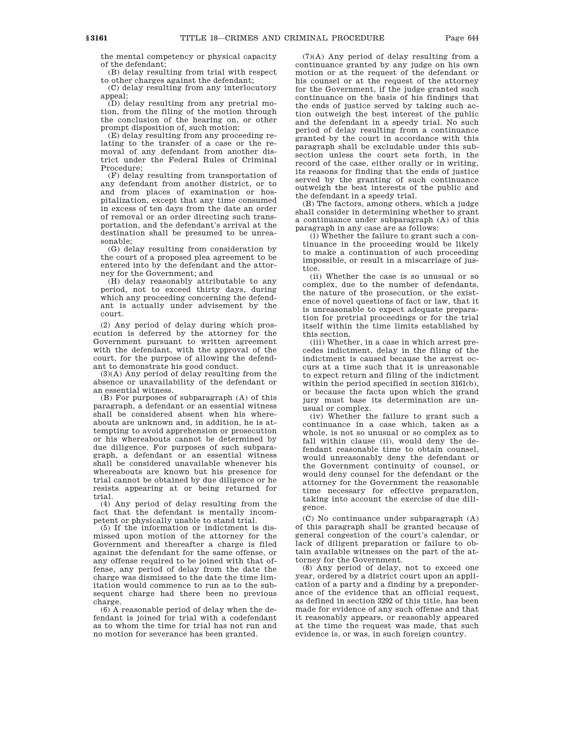the mental competency or physical capacity of the defendant;

(B) delay resulting from trial with respect to other charges against the defendant;

(C) delay resulting from any interlocutory appeal;

(D) delay resulting from any pretrial motion, from the filing of the motion through the conclusion of the hearing on, or other prompt disposition of, such motion;

(E) delay resulting from any proceeding relating to the transfer of a case or the removal of any defendant from another district under the Federal Rules of Criminal Procedure;

(F) delay resulting from transportation of any defendant from another district, or to and from places of examination or hospitalization, except that any time consumed in excess of ten days from the date an order of removal or an order directing such transportation, and the defendant's arrival at the destination shall be presumed to be unreasonable;

(G) delay resulting from consideration by the court of a proposed plea agreement to be entered into by the defendant and the attorney for the Government; and

(H) delay reasonably attributable to any period, not to exceed thirty days, during which any proceeding concerning the defendant is actually under advisement by the court.

(2) Any period of delay during which prosecution is deferred by the attorney for the Government pursuant to written agreement with the defendant, with the approval of the court, for the purpose of allowing the defendant to demonstrate his good conduct.

(3)(A) Any period of delay resulting from the absence or unavailability of the defendant or an essential witness.

(B) For purposes of subparagraph (A) of this paragraph, a defendant or an essential witness shall be considered absent when his whereabouts are unknown and, in addition, he is attempting to avoid apprehension or prosecution or his whereabouts cannot be determined by due diligence. For purposes of such subparagraph, a defendant or an essential witness shall be considered unavailable whenever his whereabouts are known but his presence for trial cannot be obtained by due diligence or he resists appearing at or being returned for trial.

(4) Any period of delay resulting from the fact that the defendant is mentally incompetent or physically unable to stand trial.

(5) If the information or indictment is dismissed upon motion of the attorney for the Government and thereafter a charge is filed against the defendant for the same offense, or any offense required to be joined with that offense, any period of delay from the date the charge was dismissed to the date the time limitation would commence to run as to the subsequent charge had there been no previous charge.

(6) A reasonable period of delay when the defendant is joined for trial with a codefendant as to whom the time for trial has not run and no motion for severance has been granted.

(7)(A) Any period of delay resulting from a continuance granted by any judge on his own motion or at the request of the defendant or his counsel or at the request of the attorney for the Government, if the judge granted such continuance on the basis of his findings that the ends of justice served by taking such action outweigh the best interest of the public and the defendant in a speedy trial. No such period of delay resulting from a continuance granted by the court in accordance with this paragraph shall be excludable under this subsection unless the court sets forth, in the record of the case, either orally or in writing, its reasons for finding that the ends of justice served by the granting of such continuance outweigh the best interests of the public and the defendant in a speedy trial.

(B) The factors, among others, which a judge shall consider in determining whether to grant a continuance under subparagraph (A) of this paragraph in any case are as follows:

(i) Whether the failure to grant such a continuance in the proceeding would be likely to make a continuation of such proceeding impossible, or result in a miscarriage of justice.

(ii) Whether the case is so unusual or so complex, due to the number of defendants, the nature of the prosecution, or the existence of novel questions of fact or law, that it is unreasonable to expect adequate preparation for pretrial proceedings or for the trial itself within the time limits established by this section.

(iii) Whether, in a case in which arrest precedes indictment, delay in the filing of the indictment is caused because the arrest occurs at a time such that it is unreasonable to expect return and filing of the indictment within the period specified in section 3161(b), or because the facts upon which the grand jury must base its determination are unusual or complex.

(iv) Whether the failure to grant such a continuance in a case which, taken as a whole, is not so unusual or so complex as to fall within clause (ii), would deny the defendant reasonable time to obtain counsel, would unreasonably deny the defendant or the Government continuity of counsel, or would deny counsel for the defendant or the attorney for the Government the reasonable time necessary for effective preparation, taking into account the exercise of due diligence.

(C) No continuance under subparagraph (A) of this paragraph shall be granted because of general congestion of the court's calendar, or lack of diligent preparation or failure to obtain available witnesses on the part of the attorney for the Government.

(8) Any period of delay, not to exceed one year, ordered by a district court upon an application of a party and a finding by a preponderance of the evidence that an official request, as defined in section 3292 of this title, has been made for evidence of any such offense and that it reasonably appears, or reasonably appeared at the time the request was made, that such evidence is, or was, in such foreign country.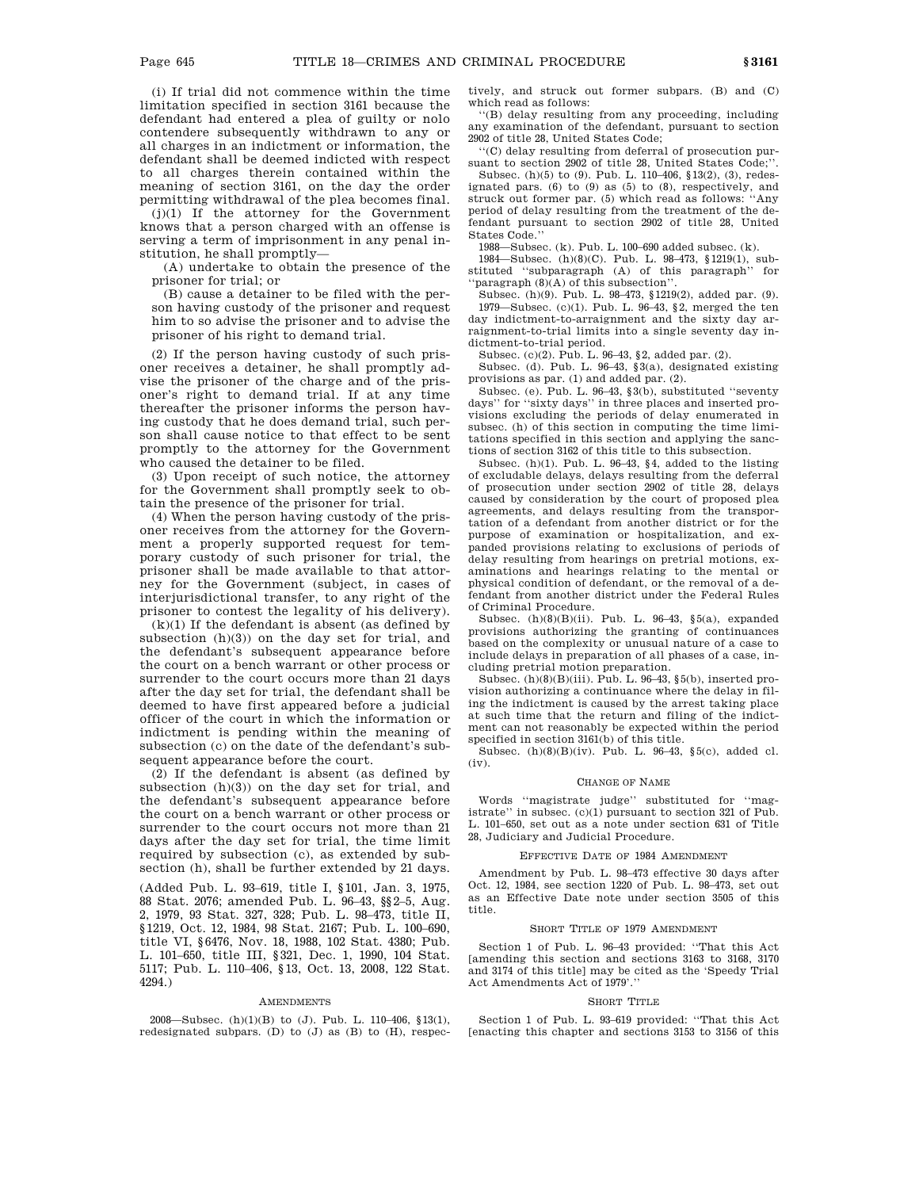(i) If trial did not commence within the time limitation specified in section 3161 because the defendant had entered a plea of guilty or nolo contendere subsequently withdrawn to any or all charges in an indictment or information, the defendant shall be deemed indicted with respect to all charges therein contained within the meaning of section 3161, on the day the order permitting withdrawal of the plea becomes final.

(j)(1) If the attorney for the Government knows that a person charged with an offense is serving a term of imprisonment in any penal institution, he shall promptly—

(A) undertake to obtain the presence of the prisoner for trial; or

(B) cause a detainer to be filed with the person having custody of the prisoner and request him to so advise the prisoner and to advise the prisoner of his right to demand trial.

(2) If the person having custody of such prisoner receives a detainer, he shall promptly advise the prisoner of the charge and of the prisoner's right to demand trial. If at any time thereafter the prisoner informs the person having custody that he does demand trial, such person shall cause notice to that effect to be sent promptly to the attorney for the Government who caused the detainer to be filed.

(3) Upon receipt of such notice, the attorney for the Government shall promptly seek to obtain the presence of the prisoner for trial.

(4) When the person having custody of the prisoner receives from the attorney for the Government a properly supported request for temporary custody of such prisoner for trial, the prisoner shall be made available to that attorney for the Government (subject, in cases of interjurisdictional transfer, to any right of the prisoner to contest the legality of his delivery).

(k)(1) If the defendant is absent (as defined by subsection (h)(3)) on the day set for trial, and the defendant's subsequent appearance before the court on a bench warrant or other process or surrender to the court occurs more than 21 days after the day set for trial, the defendant shall be deemed to have first appeared before a judicial officer of the court in which the information or indictment is pending within the meaning of subsection (c) on the date of the defendant's subsequent appearance before the court.

(2) If the defendant is absent (as defined by subsection (h)(3)) on the day set for trial, and the defendant's subsequent appearance before the court on a bench warrant or other process or surrender to the court occurs not more than 21 days after the day set for trial, the time limit required by subsection (c), as extended by subsection (h), shall be further extended by 21 days.

(Added Pub. L. 93–619, title I, §101, Jan. 3, 1975, 88 Stat. 2076; amended Pub. L. 96–43, §§2–5, Aug. 2, 1979, 93 Stat. 327, 328; Pub. L. 98–473, title II, §1219, Oct. 12, 1984, 98 Stat. 2167; Pub. L. 100–690, title VI, §6476, Nov. 18, 1988, 102 Stat. 4380; Pub. L. 101–650, title III, §321, Dec. 1, 1990, 104 Stat. 5117; Pub. L. 110–406, §13, Oct. 13, 2008, 122 Stat. 4294.)

## AMENDMENTS

2008—Subsec. (h)(1)(B) to (J). Pub. L. 110–406, §13(1), redesignated subpars. (D) to (J) as (B) to (H), respectively, and struck out former subpars. (B) and (C) which read as follows:

"(B) delay resulting from any proceeding, including any examination of the defendant, pursuant to section 2902 of title 28, United States Code;

"(C) delay resulting from deferral of prosecution pursuant to section 2902 of title 28, United States Code;".

Subsec. (h)(5) to (9). Pub. L. 110–406, §13(2), (3), redesignated pars. (6) to (9) as (5) to (8), respectively, and struck out former par. (5) which read as follows: "Any period of delay resulting from the treatment of the defendant pursuant to section 2902 of title 28, United States Code."

1988—Subsec. (k). Pub. L. 100–690 added subsec. (k).

1984—Subsec. (h)(8)(C). Pub. L. 98–473, §1219(1), substituted "subparagraph (A) of this paragraph" for "paragraph (8)(A) of this subsection".

Subsec. (h)(9). Pub. L. 98–473, §1219(2), added par. (9).

1979—Subsec. (c)(1). Pub. L. 96–43, §2, merged the ten day indictment-to-arraignment and the sixty day arraignment-to-trial limits into a single seventy day indictment-to-trial period.

Subsec. (c)(2). Pub. L. 96–43, §2, added par. (2).

Subsec. (d). Pub. L. 96–43, §3(a), designated existing provisions as par. (1) and added par. (2).

Subsec. (e). Pub. L. 96–43, §3(b), substituted "seventy days" for "sixty days" in three places and inserted provisions excluding the periods of delay enumerated in subsec. (h) of this section in computing the time limitations specified in this section and applying the sanctions of section 3162 of this title to this subsection.

Subsec. (h)(1). Pub. L. 96–43, §4, added to the listing of excludable delays, delays resulting from the deferral of prosecution under section 2902 of title 28, delays caused by consideration by the court of proposed plea agreements, and delays resulting from the transportation of a defendant from another district or for the purpose of examination or hospitalization, and expanded provisions relating to exclusions of periods of delay resulting from hearings on pretrial motions, examinations and hearings relating to the mental or physical condition of defendant, or the removal of a defendant from another district under the Federal Rules of Criminal Procedure.

Subsec. (h)(8)(B)(ii). Pub. L. 96–43, §5(a), expanded provisions authorizing the granting of continuances based on the complexity or unusual nature of a case to include delays in preparation of all phases of a case, including pretrial motion preparation.

Subsec. (h)(8)(B)(iii). Pub. L. 96–43, §5(b), inserted provision authorizing a continuance where the delay in filing the indictment is caused by the arrest taking place at such time that the return and filing of the indictment can not reasonably be expected within the period specified in section 3161(b) of this title.

Subsec. (h)(8)(B)(iv). Pub. L. 96–43, §5(c), added cl. (iv).

## CHANGE OF NAME

Words "magistrate judge" substituted for "magistrate" in subsec. (c)(1) pursuant to section 321 of Pub. L. 101–650, set out as a note under section 631 of Title 28, Judiciary and Judicial Procedure.

## EFFECTIVE DATE OF 1984 AMENDMENT

Amendment by Pub. L. 98–473 effective 30 days after Oct. 12, 1984, see section 1220 of Pub. L. 98–473, set out as an Effective Date note under section 3505 of this title.

## SHORT TITLE OF 1979 AMENDMENT

Section 1 of Pub. L. 96–43 provided: "That this Act [amending this section and sections 3163 to 3168, 3170 and 3174 of this title] may be cited as the 'Speedy Trial Act Amendments Act of 1979'."

## SHORT TITLE

Section 1 of Pub. L. 93–619 provided: "That this Act [enacting this chapter and sections 3153 to 3156 of this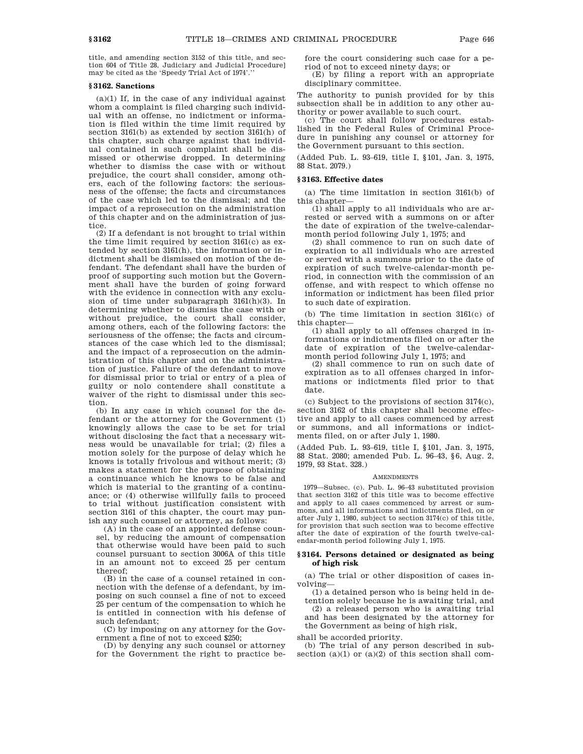title, and amending section 3152 of this title, and section 604 of Title 28, Judiciary and Judicial Procedure] may be cited as the 'Speedy Trial Act of 1974'.''

### § 3162. Sanctions

(a)(1) If, in the case of any individual against whom a complaint is filed charging such individual with an offense, no indictment or information is filed within the time limit required by section 3161(b) as extended by section 3161(h) of this chapter, such charge against that individual contained in such complaint shall be dismissed or otherwise dropped. In determining whether to dismiss the case with or without prejudice, the court shall consider, among others, each of the following factors: the seriousness of the offense; the facts and circumstances of the case which led to the dismissal; and the impact of a reprosecution on the administration of this chapter and on the administration of justice.

(2) If a defendant is not brought to trial within the time limit required by section 3161(c) as extended by section 3161(h), the information or indictment shall be dismissed on motion of the defendant. The defendant shall have the burden of proof of supporting such motion but the Government shall have the burden of going forward with the evidence in connection with any exclusion of time under subparagraph 3161(h)(3). In determining whether to dismiss the case with or without prejudice, the court shall consider, among others, each of the following factors: the seriousness of the offense; the facts and circumstances of the case which led to the dismissal; and the impact of a reprosecution on the administration of this chapter and on the administration of justice. Failure of the defendant to move for dismissal prior to trial or entry of a plea of guilty or nolo contendere shall constitute a waiver of the right to dismissal under this section.

(b) In any case in which counsel for the defendant or the attorney for the Government (1) knowingly allows the case to be set for trial without disclosing the fact that a necessary witness would be unavailable for trial; (2) files a motion solely for the purpose of delay which he knows is totally frivolous and without merit; (3) makes a statement for the purpose of obtaining a continuance which he knows to be false and which is material to the granting of a continuance; or (4) otherwise willfully fails to proceed to trial without justification consistent with section 3161 of this chapter, the court may punish any such counsel or attorney, as follows:

(A) in the case of an appointed defense counsel, by reducing the amount of compensation that otherwise would have been paid to such counsel pursuant to section 3006A of this title in an amount not to exceed 25 per centum thereof;

(B) in the case of a counsel retained in connection with the defense of a defendant, by imposing on such counsel a fine of not to exceed 25 per centum of the compensation to which he is entitled in connection with his defense of such defendant;

(C) by imposing on any attorney for the Government a fine of not to exceed $250;

(D) by denying any such counsel or attorney for the Government the right to practice before the court considering such case for a period of not to exceed ninety days; or

(E) by filing a report with an appropriate disciplinary committee.

The authority to punish provided for by this subsection shall be in addition to any other authority or power available to such court.

(c) The court shall follow procedures established in the Federal Rules of Criminal Procedure in punishing any counsel or attorney for the Government pursuant to this section.

(Added Pub. L. 93–619, title I, § 101, Jan. 3, 1975, 88 Stat. 2079.)

### § 3163. Effective dates

(a) The time limitation in section 3161(b) of this chapter—

(1) shall apply to all individuals who are arrested or served with a summons on or after the date of expiration of the twelve-calendar-month period following July 1, 1975; and

(2) shall commence to run on such date of expiration to all individuals who are arrested or served with a summons prior to the date of expiration of such twelve-calendar-month period, in connection with the commission of an offense, and with respect to which offense no information or indictment has been filed prior to such date of expiration.

(b) The time limitation in section 3161(c) of this chapter—

(1) shall apply to all offenses charged in informations or indictments filed on or after the date of expiration of the twelve-calendar-month period following July 1, 1975; and

(2) shall commence to run on such date of expiration as to all offenses charged in informations or indictments filed prior to that date.

(c) Subject to the provisions of section 3174(c), section 3162 of this chapter shall become effective and apply to all cases commenced by arrest or summons, and all informations or indictments filed, on or after July 1, 1980.

(Added Pub. L. 93–619, title I, § 101, Jan. 3, 1975, 88 Stat. 2080; amended Pub. L. 96–43, § 6, Aug. 2, 1979, 93 Stat. 328.)

#### AMENDMENTS

1979—Subsec. (c). Pub. L. 96–43 substituted provision that section 3162 of this title was to become effective and apply to all cases commenced by arrest or summons, and all informations and indictments filed, on or after July 1, 1980, subject to section 3174(c) of this title, for provision that such section was to become effective after the date of expiration of the fourth twelve-calendar-month period following July 1, 1975.

### § 3164. Persons detained or designated as being of high risk

(a) The trial or other disposition of cases involving—

(1) a detained person who is being held in detention solely because he is awaiting trial, and

(2) a released person who is awaiting trial and has been designated by the attorney for the Government as being of high risk,

shall be accorded priority.

(b) The trial of any person described in subsection (a)(1) or (a)(2) of this section shall com-